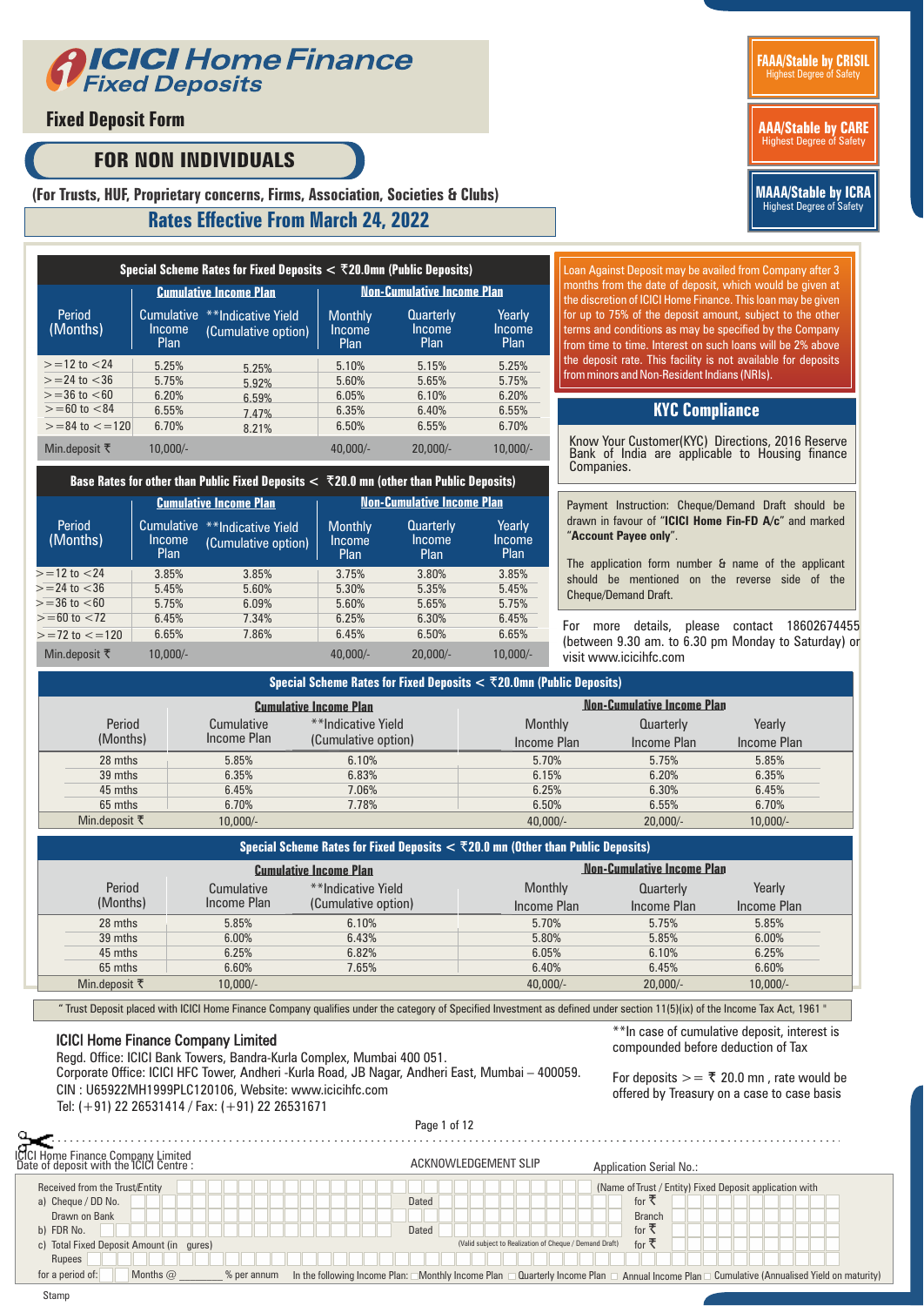# ICICI Home Finance Fixed Deposits

## Fixed Deposit Form

## FOR NON INDIVIDUALS

**(For Trusts, HUF, Proprietary concerns, Firms, Association, Societies & Clubs)**

## Rates Effective From March 24, 2022

**FAAA/Stable by CRISIL** Highest Degree of Safety

**AAA/Stable by CARE** Highest Degree of Safety

**MAAA/Stable by ICRA** Highest Degree of Safety

### Special Scheme Rates for Fixed Deposits < ₹20.0mn (Public Deposits)

| Period (Months) | Cumulative Income Plan | | Non-Cumulative Income Plan | | |
|---|---|---|---|---|---|
| | Cumulative Income Plan | **Indicative Yield (Cumulative option) | Monthly Income Plan | Quarterly Income Plan | Yearly Income Plan |
| >=12 to <24 | 5.25% | 5.25% | 5.10% | 5.15% | 5.25% |
| >=24 to <36 | 5.75% | 5.92% | 5.60% | 5.65% | 5.75% |
| >=36 to <60 | 6.20% | 6.59% | 6.05% | 6.10% | 6.20% |
| >=60 to <84 | 6.55% | 7.47% | 6.35% | 6.40% | 6.55% |
| >=84 to <=120 | 6.70% | 8.21% | 6.50% | 6.55% | 6.70% |
| Min.deposit ₹ | 10,000/- | | 40,000/- | 20,000/- | 10,000/- |

### Base Rates for other than Public Fixed Deposits < ₹20.0 mn (other than Public Deposits)

| Period (Months) | Cumulative Income Plan | | Non-Cumulative Income Plan | | |
|---|---|---|---|---|---|
| | Cumulative Income Plan | **Indicative Yield (Cumulative option) | Monthly Income Plan | Quarterly Income Plan | Yearly Income Plan |
| >=12 to <24 | 3.85% | 3.85% | 3.75% | 3.80% | 3.85% |
| >=24 to <36 | 5.45% | 5.60% | 5.30% | 5.35% | 5.45% |
| >=36 to <60 | 5.75% | 6.09% | 5.60% | 5.65% | 5.75% |
| >=60 to <72 | 6.45% | 7.34% | 6.25% | 6.30% | 6.45% |
| >=72 to <=120 | 6.65% | 7.86% | 6.45% | 6.50% | 6.65% |
| Min.deposit ₹ | 10,000/- | | 40,000/- | 20,000/- | 10,000/- |

Loan Against Deposit may be availed from Company after 3 months from the date of deposit, which would be given at the discretion of ICICI Home Finance. This loan may be given for up to 75% of the deposit amount, subject to the other terms and conditions as may be specified by the Company from time to time. Interest on such loans will be 2% above the deposit rate. This facility is not available for deposits from minors and Non-Resident Indians (NRIs).

### KYC Compliance

Know Your Customer(KYC) Directions, 2016 Reserve Bank of India are applicable to Housing finance Companies.

Payment Instruction: Cheque/Demand Draft should be drawn in favour of "**ICICI Home Fin-FD A/c**" and marked "**Account Payee only**".

The application form number & name of the applicant should be mentioned on the reverse side of the Cheque/Demand Draft.

For more details, please contact 18602674455 (between 9.30 am. to 6.30 pm Monday to Saturday) or visit www.icicihfc.com

### Special Scheme Rates for Fixed Deposits < ₹20.0mn (Public Deposits)

| Period (Months) | Cumulative Income Plan | | Non-Cumulative Income Plan | | |
|---|---|---|---|---|---|
| | Cumulative Income Plan | **Indicative Yield (Cumulative option) | Monthly Income Plan | Quarterly Income Plan | Yearly Income Plan |
| 28 mths | 5.85% | 6.10% | 5.70% | 5.75% | 5.85% |
| 39 mths | 6.35% | 6.83% | 6.15% | 6.20% | 6.35% |
| 45 mths | 6.45% | 7.06% | 6.25% | 6.30% | 6.45% |
| 65 mths | 6.70% | 7.78% | 6.50% | 6.55% | 6.70% |
| Min.deposit ₹ | 10,000/- | | 40,000/- | 20,000/- | 10,000/- |

### Special Scheme Rates for Fixed Deposits < ₹20.0 mn (Other than Public Deposits)

| Period (Months) | Cumulative Income Plan | | Non-Cumulative Income Plan | | |
|---|---|---|---|---|---|
| | Cumulative Income Plan | **Indicative Yield (Cumulative option) | Monthly Income Plan | Quarterly Income Plan | Yearly Income Plan |
| 28 mths | 5.85% | 6.10% | 5.70% | 5.75% | 5.85% |
| 39 mths | 6.00% | 6.43% | 5.80% | 5.85% | 6.00% |
| 45 mths | 6.25% | 6.82% | 6.05% | 6.10% | 6.25% |
| 65 mths | 6.60% | 7.65% | 6.40% | 6.45% | 6.60% |
| Min.deposit ₹ | 10,000/- | | 40,000/- | 20,000/- | 10,000/- |

" Trust Deposit placed with ICICI Home Finance Company qualifies under the category of Specified Investment as defined under section 11(5)(ix) of the Income Tax Act, 1961 "

**ICICI Home Finance Company Limited**
Regd. Office: ICICI Bank Towers, Bandra-Kurla Complex, Mumbai 400 051.
Corporate Office: ICICI HFC Tower, Andheri -Kurla Road, JB Nagar, Andheri East, Mumbai – 400059.
CIN : U65922MH1999PLC120106, Website: www.icicihfc.com
Tel: (+91) 22 26531414 / Fax: (+91) 22 26531671

**In case of cumulative deposit, interest is compounded before deduction of Tax

For deposits >= ₹ 20.0 mn , rate would be offered by Treasury on a case to case basis

---

ICICI Home Finance Company Limited
Date of deposit with the ICICI Centre :

ACKNOWLEDGEMENT SLIP

Application Serial No.:

Received from the Trust/Entity ____________ (Name of Trust / Entity) Fixed Deposit application with

a) Cheque / DD No. ____________ Dated ____________ for ₹ ____________

Drawn on Bank ____________ Branch ____________

b) FDR No. ____________ Dated ____________ for ₹ ____________

c) Total Fixed Deposit Amount (in gures) ____________ (Valid subject to Realization of Cheque / Demand Draft) for ₹ ____________

Rupees ____________

for a period of: ____ Months @ ________ % per annum In the following Income Plan: ☐ Monthly Income Plan ☐ Quarterly Income Plan ☐ Annual Income Plan ☐ Cumulative (Annualised Yield on maturity)

Stamp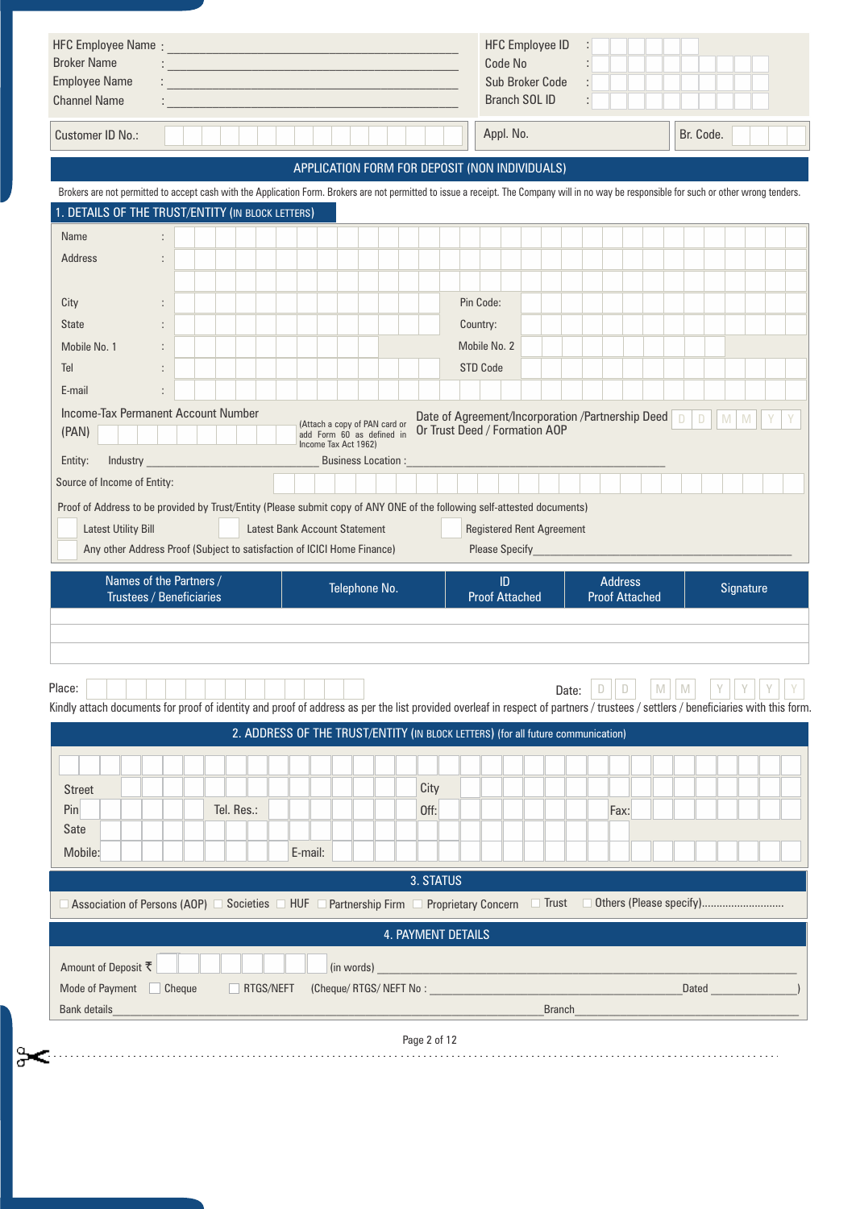HFC Employee Name : ______________________

Broker Name : ______________________

Employee Name : ______________________

Channel Name : ______________________

HFC Employee ID :

Code No :

Sub Broker Code :

Branch SOL ID :

Customer ID No.:

Appl. No.

Br. Code.

## APPLICATION FORM FOR DEPOSIT (NON INDIVIDUALS)

Brokers are not permitted to accept cash with the Application Form. Brokers are not permitted to issue a receipt. The Company will in no way be responsible for such or other wrong tenders.

### 1. DETAILS OF THE TRUST/ENTITY (IN BLOCK LETTERS)

Name :

Address :

City : Pin Code:

State : Country:

Mobile No. 1 : Mobile No. 2

Tel : STD Code

E-mail :

Income-Tax Permanent Account Number (PAN) (Attach a copy of PAN card or add Form 60 as defined in Income Tax Act 1962)

Date of Agreement/Incorporation /Partnership Deed Or Trust Deed / Formation AOP D D M M Y Y

Entity: Industry ______________________ Business Location : ______________________

Source of Income of Entity:

Proof of Address to be provided by Trust/Entity (Please submit copy of ANY ONE of the following self-attested documents)

☐ Latest Utility Bill ☐ Latest Bank Account Statement ☐ Registered Rent Agreement

☐ Any other Address Proof (Subject to satisfaction of ICICI Home Finance) Please Specify______________________

| Names of the Partners / Trustees / Beneficiaries | Telephone No. | ID Proof Attached | Address Proof Attached | Signature |
|---|---|---|---|---|
| | | | | |
| | | | | |
| | | | | |

Place: Date: D D M M Y Y Y Y

Kindly attach documents for proof of identity and proof of address as per the list provided overleaf in respect of partners / trustees / settlers / beneficiaries with this form.

### 2. ADDRESS OF THE TRUST/ENTITY (IN BLOCK LETTERS) (for all future communication)

Street City

Pin Tel. Res.: Off: Fax:

Sate

Mobile: E-mail:

### 3. STATUS

☐ Association of Persons (AOP) ☐ Societies ☐ HUF ☐ Partnership Firm ☐ Proprietary Concern ☐ Trust ☐ Others (Please specify)............................

### 4. PAYMENT DETAILS

Amount of Deposit ₹ (in words) ______________________

Mode of Payment ☐ Cheque ☐ RTGS/NEFT (Cheque/ RTGS/ NEFT No : ______________________ Dated ______________)

Bank details______________________ Branch______________________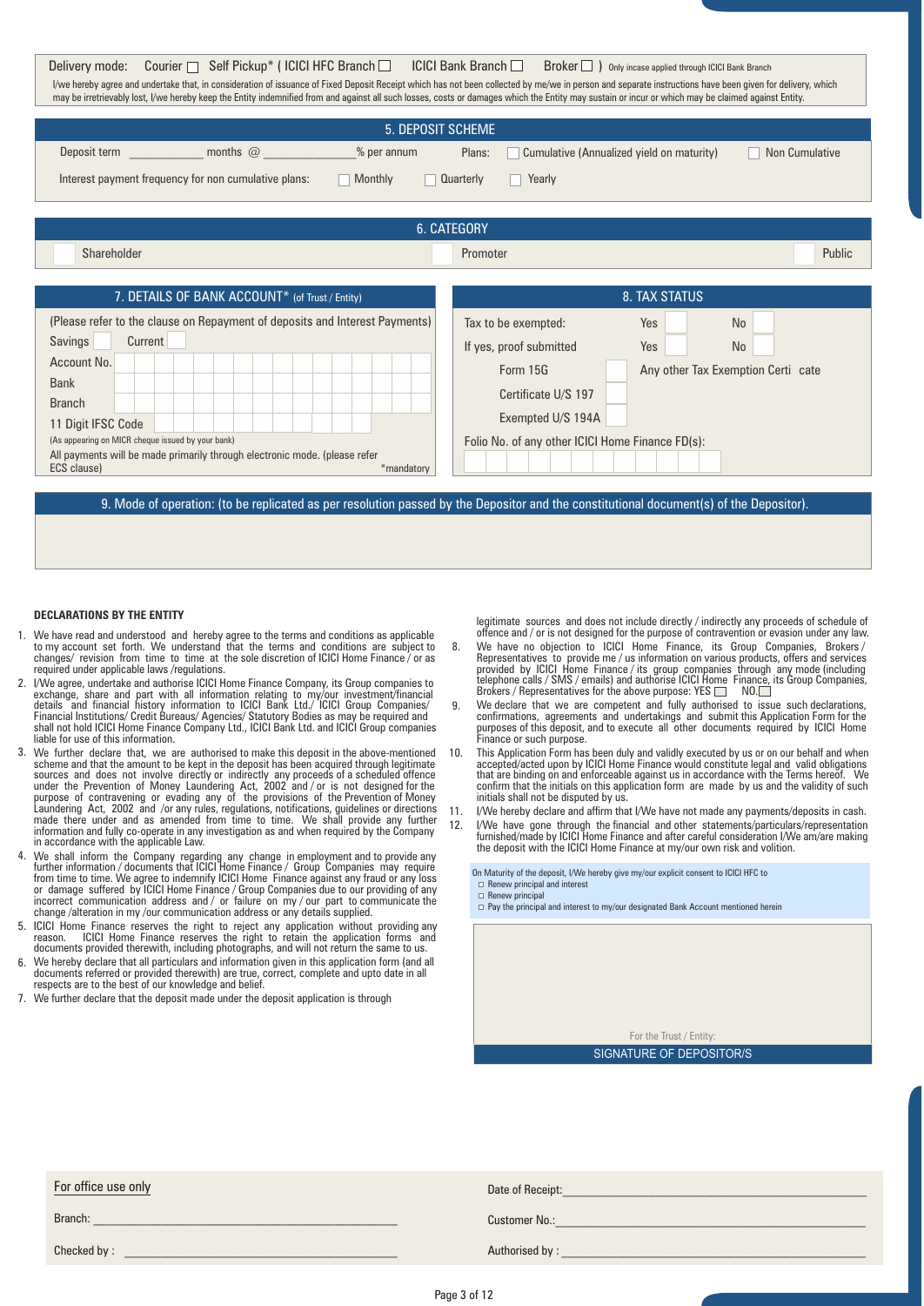Delivery mode: Courier ☐ Self Pickup* ( ICICI HFC Branch ☐ ICICI Bank Branch ☐ Broker ☐ ) Only incase applied through ICICI Bank Branch

I/we hereby agree and undertake that, in consideration of issuance of Fixed Deposit Receipt which has not been collected by me/we in person and separate instructions have been given for delivery, which may be irretrievably lost, I/we hereby keep the Entity indemnified from and against all such losses, costs or damages which the Entity may sustain or incur or which may be claimed against Entity.

## 5. DEPOSIT SCHEME

Deposit term ____________ months @ ______________% per annum Plans: ☐ Cumulative (Annualized yield on maturity) ☐ Non Cumulative

Interest payment frequency for non cumulative plans: ☐ Monthly ☐ Quarterly ☐ Yearly

## 6. CATEGORY

☐ Shareholder ☐ Promoter ☐ Public

## 7. DETAILS OF BANK ACCOUNT* (of Trust / Entity)

(Please refer to the clause on Repayment of deposits and Interest Payments)

Savings ☐ Current ☐

Account No. ____________________

Bank ____________________

Branch ____________________

11 Digit IFSC Code ____________________
(As appearing on MICR cheque issued by your bank)

All payments will be made primarily through electronic mode. (please refer ECS clause) *mandatory

## 8. TAX STATUS

Tax to be exempted: Yes ☐ No ☐

If yes, proof submitted Yes ☐ No ☐

Form 15G ☐ Any other Tax Exemption Certi cate

Certificate U/S 197 ☐

Exempted U/S 194A ☐

Folio No. of any other ICICI Home Finance FD(s): ____________________

## 9. Mode of operation: (to be replicated as per resolution passed by the Depositor and the constitutional document(s) of the Depositor).

### DECLARATIONS BY THE ENTITY

1. We have read and understood and hereby agree to the terms and conditions as applicable to my account set forth. We understand that the terms and conditions are subject to changes/ revision from time to time at the sole discretion of ICICI Home Finance / or as required under applicable laws /regulations.
2. I/We agree, undertake and authorise ICICI Home Finance Company, its Group companies to exchange, share and part with all information relating to my/our investment/financial details and financial history information to ICICI Bank Ltd./ ICICI Group Companies/ Financial Institutions/ Credit Bureaus/ Agencies/ Statutory Bodies as may be required and shall not hold ICICI Home Finance Company Ltd., ICICI Bank Ltd. and ICICI Group companies liable for use of this information.
3. We further declare that, we are authorised to make this deposit in the above-mentioned scheme and that the amount to be kept in the deposit has been acquired through legitimate sources and does not involve directly or indirectly any proceeds of a scheduled offence under the Prevention of Money Laundering Act, 2002 and / or is not designed for the purpose of contravening or evading any of the provisions of the Prevention of Money Laundering Act, 2002 and /or any rules, regulations, notifications, guidelines or directions made there under and as amended from time to time. We shall provide any further information and fully co-operate in any investigation as and when required by the Company in accordance with the applicable Law.
4. We shall inform the Company regarding any change in employment and to provide any further information / documents that ICICI Home Finance / Group Companies may require from time to time. We agree to indemnify ICICI Home Finance against any fraud or any loss or damage suffered by ICICI Home Finance / Group Companies due to our providing of any incorrect communication address and / or failure on my / our part to communicate the change /alteration in my /our communication address or any details supplied.
5. ICICI Home Finance reserves the right to reject any application without providing any reason. ICICI Home Finance reserves the right to retain the application forms and documents provided therewith, including photographs, and will not return the same to us.
6. We hereby declare that all particulars and information given in this application form (and all documents referred or provided therewith) are true, correct, complete and upto date in all respects are to the best of our knowledge and belief.
7. We further declare that the deposit made under the deposit application is through legitimate sources and does not include directly / indirectly any proceeds of schedule of offence and / or is not designed for the purpose of contravention or evasion under any law.
8. We have no objection to ICICI Home Finance, its Group Companies, Brokers / Representatives to provide me / us information on various products, offers and services provided by ICICI Home Finance / its group companies through any mode (including telephone calls / SMS / emails) and authorise ICICI Home Finance, its Group Companies, Brokers / Representatives for the above purpose: YES ☐ NO.☐
9. We declare that we are competent and fully authorised to issue such declarations, confirmations, agreements and undertakings and submit this Application Form for the purposes of this deposit, and to execute all other documents required by ICICI Home Finance or such purpose.
10. This Application Form has been duly and validly executed by us or on our behalf and when accepted/acted upon by ICICI Home Finance would constitute legal and valid obligations that are binding on and enforceable against us in accordance with the Terms hereof. We confirm that the initials on this application form are made by us and the validity of such initials shall not be disputed by us.
11. I/We hereby declare and affirm that I/We have not made any payments/deposits in cash.
12. I/We have gone through the financial and other statements/particulars/representation furnished/made by ICICI Home Finance and after careful consideration I/We am/are making the deposit with the ICICI Home Finance at my/our own risk and volition.

On Maturity of the deposit, I/We hereby give my/our explicit consent to ICICI HFC to
☐ Renew principal and interest
☐ Renew principal
☐ Pay the principal and interest to my/our designated Bank Account mentioned herein

For the Trust / Entity:

SIGNATURE OF DEPOSITOR/S

For office use only

Date of Receipt: ____________________

Branch: ____________________

Customer No.: ____________________

Checked by : ____________________

Authorised by : ____________________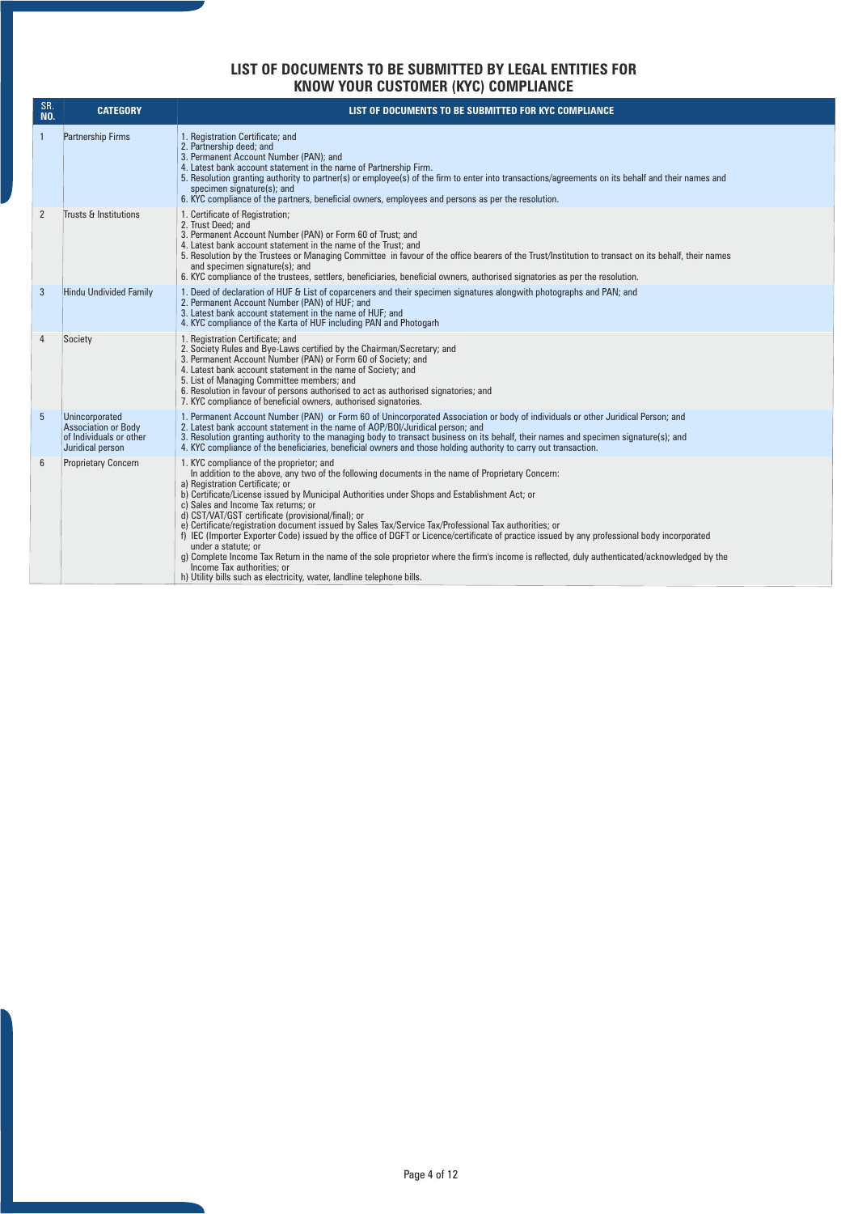# LIST OF DOCUMENTS TO BE SUBMITTED BY LEGAL ENTITIES FOR KNOW YOUR CUSTOMER (KYC) COMPLIANCE

| SR. NO. | CATEGORY | LIST OF DOCUMENTS TO BE SUBMITTED FOR KYC COMPLIANCE |
|---|---|---|
| 1 | Partnership Firms | 1. Registration Certificate; and<br>2. Partnership deed; and<br>3. Permanent Account Number (PAN); and<br>4. Latest bank account statement in the name of Partnership Firm.<br>5. Resolution granting authority to partner(s) or employee(s) of the firm to enter into transactions/agreements on its behalf and their names and specimen signature(s); and<br>6. KYC compliance of the partners, beneficial owners, employees and persons as per the resolution. |
| 2 | Trusts & Institutions | 1. Certificate of Registration;<br>2. Trust Deed; and<br>3. Permanent Account Number (PAN) or Form 60 of Trust; and<br>4. Latest bank account statement in the name of the Trust; and<br>5. Resolution by the Trustees or Managing Committee in favour of the office bearers of the Trust/Institution to transact on its behalf, their names and specimen signature(s); and<br>6. KYC compliance of the trustees, settlers, beneficiaries, beneficial owners, authorised signatories as per the resolution. |
| 3 | Hindu Undivided Family | 1. Deed of declaration of HUF & List of coparceners and their specimen signatures alongwith photographs and PAN; and<br>2. Permanent Account Number (PAN) of HUF; and<br>3. Latest bank account statement in the name of HUF; and<br>4. KYC compliance of the Karta of HUF including PAN and Photogarh |
| 4 | Society | 1. Registration Certificate; and<br>2. Society Rules and Bye-Laws certified by the Chairman/Secretary; and<br>3. Permanent Account Number (PAN) or Form 60 of Society; and<br>4. Latest bank account statement in the name of Society; and<br>5. List of Managing Committee members; and<br>6. Resolution in favour of persons authorised to act as authorised signatories; and<br>7. KYC compliance of beneficial owners, authorised signatories. |
| 5 | Unincorporated Association or Body of Individuals or other Juridical person | 1. Permanent Account Number (PAN) or Form 60 of Unincorporated Association or body of individuals or other Juridical Person; and<br>2. Latest bank account statement in the name of AOP/BOI/Juridical person; and<br>3. Resolution granting authority to the managing body to transact business on its behalf, their names and specimen signature(s); and<br>4. KYC compliance of the beneficiaries, beneficial owners and those holding authority to carry out transaction. |
| 6 | Proprietary Concern | 1. KYC compliance of the proprietor; and<br>In addition to the above, any two of the following documents in the name of Proprietary Concern:<br>a) Registration Certificate; or<br>b) Certificate/License issued by Municipal Authorities under Shops and Establishment Act; or<br>c) Sales and Income Tax returns; or<br>d) CST/VAT/GST certificate (provisional/final); or<br>e) Certificate/registration document issued by Sales Tax/Service Tax/Professional Tax authorities; or<br>f) IEC (Importer Exporter Code) issued by the office of DGFT or Licence/certificate of practice issued by any professional body incorporated under a statute; or<br>g) Complete Income Tax Return in the name of the sole proprietor where the firm's income is reflected, duly authenticated/acknowledged by the Income Tax authorities; or<br>h) Utility bills such as electricity, water, landline telephone bills. |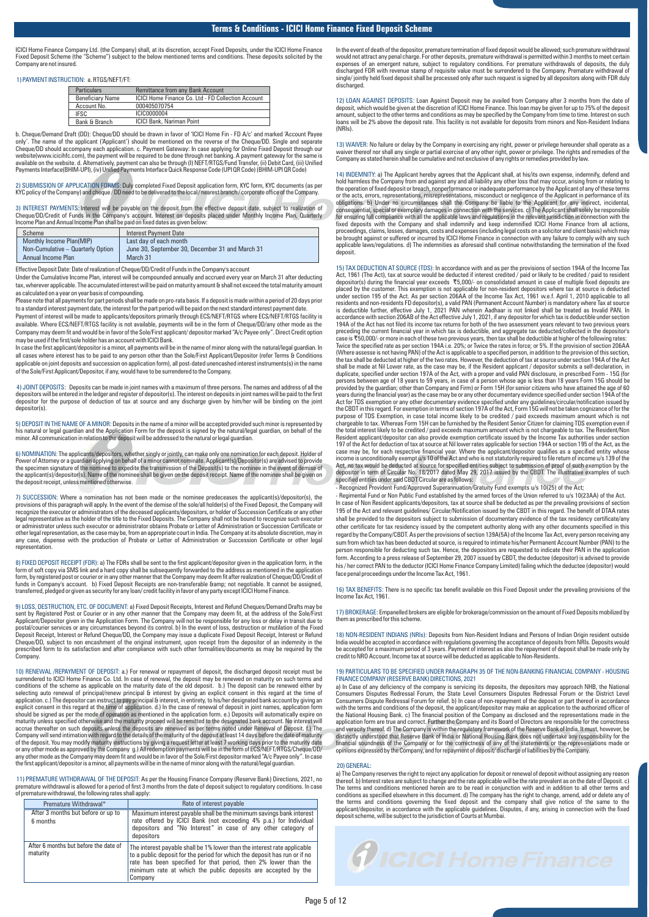# Terms & Conditions - ICICI Home Finance Fixed Deposit Scheme

ICICI Home Finance Company Ltd. (the Company) shall, at its discretion, accept Fixed Deposits, under the ICICI Home Finance Fixed Deposit Scheme (the "Scheme") subject to the below mentioned terms and conditions. These deposits solicited by the Company are not insured.

1) PAYMENT INSTRUCTION: a. RTGS/NEFT/FT:

| Particulars | Remittance from any Bank Account |
|---|---|
| Beneficiary Name | ICICI Home Finance Co. Ltd - FD Collection Account |
| Account No. | 000405070754 |
| IFSC | ICIC0000004 |
| Bank & Branch | ICICI Bank, Nariman Point |

b. Cheque/Demand Draft (DD): Cheque/DD should be drawn in favor of 'ICICI Home Fin - FD A/c' and marked 'Account Payee only'. The name of the applicant ('Applicant') should be mentioned on the reverse of the Cheque/DD. Single and separate Cheque/DD should accompany each application. c. Payment Gateway: In case applying for Online Fixed Deposit through our website(www.icicihfc.com), the payment will be required to be done through net banking. A payment gateway for the same is available on the website. d. Alternatively, payment can also be through (I) NEFT/RTGS/Fund Transfer, (ii) Debit Card, (iii) Unified Payments Interface(BHIM-UPI), (iv) Unified Payments Interface Quick Response Code (UPI QR Code) (BHIM-UPI QR Code)

2) SUBMISSION OF APPLICATION FORMS: Duly completed Fixed Deposit application form, KYC form, KYC documents (as per KYC policy of the Company) and cheque / DD need to be delivered to the local / nearest branch / corporate office of the Company.

3) INTEREST PAYMENTS: Interest will be payable on the deposit from the effective deposit date, subject to realization of Cheque/DD/Credit of Funds in the Company's account. Interest on deposits placed under Monthly Income Plan, Quarterly Income Plan and Annual Income Plan shall be paid on fixed dates as given below:

| Scheme | Interest Payment Date |
|---|---|
| Monthly Income Plan(MIP) | Last day of each month |
| Non-Cumulative – Quarterly Option | June 30, September 30, December 31 and March 31 |
| Annual Income Plan | March 31 |

Effective Deposit Date: Date of realization of Cheque/DD/Credit of Funds in the Company's account

Under the Cumulative Income Plan, interest will be compounded annually and accrued every year on March 31 after deducting tax, wherever applicable. The accumulated interest will be paid on maturity amount & shall not exceed the total maturity amount as calculated on a year on year basis of compounding.

Please note that all payments for part periods shall be made on pro-rata basis. If a deposit is made within a period of 20 days prior to a standard interest payment date, the interest for the part period will be paid on the next standard interest payment date.

Payment of interest will be made to applicants/depositors primarily through ECS/NEFT/RTGS where ECS/NEFT/RTGS facility is available. Where ECS/NEFT/RTGS facility is not available, payments will be in the form of Cheque/DD/any other mode as the Company may deem fit and would be in favor of the Sole/First applicant/ depositor marked "A/c Payee only". Direct Credit option may be used if the first/sole holder has an account with ICICI Bank.

In case the first applicant/depositor is a minor, all payments will be in the name of minor along with the natural/legal guardian. In all cases where interest has to be paid to any person other than the Sole/First Applicant/Depositor (refer Terms & Conditions applicable on joint deposits and succession on application form), all post-dated unencashed interest instrument(s) in the name of the Sole/First Applicant/Depositor, if any, would have to be surrendered to the Company.

4) JOINT DEPOSITS: Deposits can be made in joint names with a maximum of three persons. The names and address of all the depositors will be entered in the ledger and register of depositor(s). The interest on deposits in joint names will be paid to the first depositor for the purpose of deduction of tax at source and any discharge given by him/her will be binding on the joint depositor(s).

5) DEPOSIT IN THE NAME OF A MINOR: Deposits in the name of a minor will be accepted provided such minor is represented by his natural or legal guardian and the Application Form for the deposit is signed by the natural/legal guardian, on behalf of the minor. All communication in relation to the deposit will be addressed to the natural or legal guardian.

6) NOMINATION: The applicants/depositors, whether singly or jointly, can make only one nomination for each deposit. Holder of Power of Attorney or a guardian applying on behalf of a minor cannot nominate. Applicant(s)/Depositor(s) are advised to provide the specimen signature of the nominee to expedite the transmission of the Deposit(s) to the nominee in the event of demise of the applicant(s)/depositor(s). Name of the nominee shall be given on the deposit receipt. Name of the nominee shall be given on the deposit receipt, unless mentioned otherwise.

7) SUCCESSION: Where a nomination has not been made or the nominee predeceases the applicant(s)/depositor(s), the provisions of this paragraph will apply. In the event of the demise of the sole/all holder(s) of the Fixed Deposit, the Company will recognize the executor or administrators of the deceased applicants/depositors, or holder of Succession Certificate or any other legal representative as the holder of the title to the Fixed Deposits. The Company shall not be bound to recognize such executor or administrator unless such executor or administrator obtains Probate or Letter of Administration or Succession Certificate or other legal representation, as the case may be, from an appropriate court in India. The Company at its absolute discretion, may in any case, dispense with the production of Probate or Letter of Administration or Succession Certificate or other legal representation.

8) FIXED DEPOSIT RECEIPT (FDR): a) The FDRs shall be sent to the first applicant/depositor given in the application form, in the form of soft copy via SMS link and a hard copy shall be subsequently forwarded to the address as mentioned in the application form, by registered post or courier or in any other manner that the Company may deem fit after realization of Cheque/DD/Credit of funds in Company's account. b) Fixed Deposit Receipts are non-transferable &amp; not negotiable. It cannot be assigned, transferred, pledged or given as security for any loan/ credit facility in favor of any party except ICICI Home Finance.

9) LOSS, DESTRUCTION, ETC. OF DOCUMENT: a) Fixed Deposit Receipts, Interest and Refund Cheques/Demand Drafts may be sent by Registered Post or Courier or in any other manner that the Company may deem fit, at the address of the Sole/First Applicant/Depositor given in the Application Form. The Company will not be responsible for any loss or delay in transit due to postal/courier services or any circumstances beyond its control. b) In the event of loss, destruction or mutilation of the Fixed Deposit Receipt, Interest or Refund Cheque/DD, the Company may issue a duplicate Fixed Deposit Receipt, Interest or Refund Cheque/DD, subject to non encashment of the original instrument, upon receipt from the depositor of an indemnity in the prescribed form to its satisfaction and after compliance with such other formalities/documents as may be required by the Company.

10) RENEWAL /REPAYMENT OF DEPOSIT: a.) For renewal or repayment of deposit, the discharged deposit receipt must be surrendered to ICICI Home Finance Co. Ltd. In case of renewal, the deposit may be renewed on maturity on such terms and conditions of the scheme as applicable on the maturity date of the old deposit. b.) The deposit can be renewed either by selecting auto renewal of principal/renew principal & interest by giving an explicit consent in this regard at the time of application. c.) The depositor can instruct to pay principal & interest, in entirety, to his/her designated bank account by giving an explicit consent in this regard at the time of application. d.) In the case of renewal of deposit in joint names, application form should be signed as per the mode of operation as mentioned in the application form. e.) Deposits will automatically expire on maturity unless specified otherwise and the maturity proceed will be remitted to the designated bank account. No interest will accrue thereafter on such deposits unless the deposits are renewed as per terms noted under Renewal of Deposit. f.) The Company will send intimation with regard to the details of the maturity of the deposit at least 14 days before the date of maturity of the deposit. You may modify maturity instructions by giving a request letter at least 7 working days prior to the maturity date or any other mode as approved by the Company g.) All redemption payments will be in the form of ECS/NEFT/RTGS/Cheque/DD/ any other mode as the Company may deem fit and would be in favor of the Sole/First depositor marked "A/c Payee only". In case the first applicant/depositor is a minor, all payments will be in the name of minor along with the natural/legal guardian.

11) PREMATURE WITHDRAWAL OF THE DEPOSIT: As per the Housing Finance Company (Reserve Bank) Directions, 2021, no premature withdrawal is allowed for a period of first 3 months from the date of deposit subject to regulatory conditions. In case of premature withdrawal, the following rates shall apply:

| Premature Withdrawal* | Rate of interest payable |
|---|---|
| After 3 months but before or up to 6 months | Maximum interest payable shall be the minimum savings bank interest rate offered by ICICI Bank (not exceeding 4% p.a.) for Individual depositors and "No Interest" in case of any other category of depositors |
| After 6 months but before the date of maturity | The interest payable shall be 1% lower than the interest rate applicable to a public deposit for the period for which the deposit has run or if no rate has been specified for that period, then 2% lower than the minimum rate at which the public deposits are accepted by the Company |

In the event of death of the depositor, premature termination of fixed deposit would be allowed; such premature withdrawal would not attract any penal charge. For other deposits, premature withdrawal is permitted within 3 months to meet certain expenses of an emergent nature, subject to regulatory conditions. For premature withdrawals of deposits, the duly discharged FDR with revenue stamp of requisite value must be surrendered to the Company. Premature withdrawal of single/ jointly held fixed deposit shall be processed only after such request is signed by all depositors along with FDR duly discharged.

12) LOAN AGAINST DEPOSITS: Loan Against Deposit may be availed from Company after 3 months from the date of deposit, which would be given at the discretion of ICICI Home Finance. This loan may be given for up to 75% of the deposit amount, subject to the other terms and conditions as may be specified by the Company from time to time. Interest on such loans will be 2% above the deposit rate. This facility is not available for deposits from minors and Non-Resident Indians (NRIs).

13) WAIVER: No failure or delay by the Company in exercising any right, power or privilege hereunder shall operate as a waiver thereof nor shall any single or partial exercise of any other right, power or privilege. The rights and remedies of the Company as stated herein shall be cumulative and not exclusive of any rights or remedies provided by law.

14) INDEMNITY: a) The Applicant hereby agrees that the Applicant shall, at his/its own expense, indemnify, defend and hold harmless the Company from and against any and all liability any other loss that may occur, arising from or relating to the operation of fixed deposit or breach, nonperformance or inadequate performance by the Applicant of any of these terms or the acts, errors, representations, misrepresentations, misconduct or negligence of the Applicant in performance of its obligations. b) Under no circumstances shall the Company be liable to the Applicant for any indirect, incidental, consequential, special or exemplary damages in connection with the services. c) The Applicant shall solely be responsible for ensuring full compliance with all the applicable laws and regulations in the relevant jurisdiction in connection with the fixed deposits with the Company and shall indemnify and keep indemnified ICICI Home Finance from all actions, proceedings, claims, losses, damages, costs and expenses (including legal costs on a solicitor and client basis) which may be brought against or suffered or incurred by ICICI Home Finance in connection with any failure to comply with any such applicable laws/regulations. d) The indemnities as aforesaid shall continue notwithstanding the termination of the fixed deposit.

15) TAX DEDUCTION AT SOURCE (TDS): In accordance with and as per the provisions of section 194A of the Income Tax Act, 1961 (The Act), tax at source would be deducted if interest credited / paid or likely to be credited / paid to resident depositor(s) during the financial year exceeds ₹5,000/- on consolidated amount in case of multiple fixed deposits are placed by the customer. This exemption is not applicable for non-resident depositors where tax at source is deducted under section 195 of the Act. As per section 206AA of the Income Tax Act, 1961 w.e.f. April 1, 2010 applicable to all residents and non-residents FD depositor(s), a valid PAN (Permanent Account Number) is mandatory where Tax at source is deductible further, effective July 1, 2021 PAN wherein Aadhaar is not linked shall be treated as Invalid PAN. In accordance with section 206AB of the Act effective July 1, 2021, if any depositor for which tax is deductible under section 194A of the Act has not filed its income tax returns for both of the two assessment years relevant to two previous years preceding the current financial year in which tax is deductible, and aggregate tax deducted/collected in the depositor's case is ₹50,000/- or more in each of these two previous years, then tax shall be deductible at higher of the following rates: Twice the specified rate as per section 194A i.e. 20%; or Twice the rates in force; or 5%. If the provision of section 206AA (Where assesse is not having PAN) of the Act is applicable to a specified person, in addition to the provision of this section, the tax shall be deducted at higher of the two rates. However, the deduction of tax at source under section 194A of the Act shall be made at Nil Lower rate, as the case may be, if the Resident applicant / depositor submits a self-declaration, in duplicate, specified under section 197A of the Act, with a proper and valid PAN disclosure, in prescribed Form - 15G (for persons between age of 18 years to 59 years, in case of a person whose age is less than 18 years Form 15G should be provided by the guardian; other than Company and Firm) or Form 15H (for senior citizens who have attained the age of 60 years during the financial year) as the case may be or any other documentary evidence specified under section 194A of the Act for TDS exemption or any other documentary evidence specified under any guidelines/circular/notification issued by the CBDT in this regard. For exemption in terms of section 197A of the Act, Form 15G will not be taken cognizance of for the purpose of TDS Exemption, in case total income likely to be credited / paid exceeds maximum amount which is not chargeable to tax. Whereas Form 15H can be furnished by the Resident Senior Citizen for claiming TDS exemption even if the total interest likely to be credited / paid exceeds maximum amount which is not chargeable to tax. The Resident/Non Resident applicant/depositor can also provide exemption certificate issued by the Income Tax authorities under section 197 of the Act for deduction of tax at source at Nil lower rates applicable for section 194A or section 195 of the Act, as the case may be, for each respective financial year. Where the applicant/depositor qualifies as a specified entity whose income is unconditionally exempt u/s 10 of the Act and who is not statutorily required to file return of income u/s 139 of the Act, no tax would be deducted at source for specified entities subject to submission of proof of such exemption by the depositor in term of Circular No. 18/2017 dated May 29, 2017 issued by the CBDT. The illustrative examples of such specified entities under said CBDT Circular are as follows:

- Recognized Provident Fund/Approved Superannuation/Gratuity Fund exempts u/s 10(25) of the Act;
- Regimental Fund or Non Public Fund established by the armed forces of the Union referred to u/s 10(23AA) of the Act.

In case of Non Resident applicants/depositors, tax at source shall be deducted as per the prevailing provisions of section 195 of the Act and relevant guidelines/ Circular/Notification issued by the CBDT in this regard. The benefit of DTAA rates shall be provided to the depositors subject to submission of documentary evidence of the tax residency certificate/any other certificate for tax residency issued by the competent authority along with any other documents specified in this regard by the Company/CBDT. As per the provisions of section 139A(5A) of the Income Tax Act, every person receiving any sum from which tax has been deducted at source, is required to intimate his/her Permanent Account Number (PAN) to the person responsible for deducting such tax. Hence, the depositors are requested to indicate their PAN in the application form. According to a press release of September 29, 2007 issued by CBDT, the deductee (depositor) is advised to provide his / her correct PAN to the deductor (ICICI Home Finance Company Limited) failing which the deductee (depositor) would face penal proceedings under the Income Tax Act, 1961.

16) TAX BENEFITS: There is no specific tax benefit available on this Fixed Deposit under the prevailing provisions of the Income Tax Act, 1961.

17) BROKERAGE: Empanelled brokers are eligible for brokerage/commission on the amount of Fixed Deposits mobilized by them as prescribed for this scheme.

18) NON-RESIDENT INDIANS (NRIs): Deposits from Non-Resident Indians and Persons of Indian Origin resident outside India would be accepted in accordance with regulations governing the acceptance of deposits from NRIs. Deposits would be accepted for a maximum period of 3 years. Payment of interest as also the repayment of deposit shall be made only by credit to NRO Account. Income tax at source will be deducted as applicable to Non-Residents.

19) PARTICULARS TO BE SPECIFIED UNDER PARAGRAPH 35 OF THE NON-BANKING FINANCIAL COMPANY - HOUSING FINANCE COMPANY (RESERVE BANK) DIRECTIONS, 2021

a) In Case of any deficiency of the company is servicing its deposits, the depositors may approach NHB, the National Consumers Disputes Redressal Forum, the State Level Consumers Disputes Redressal Forum or the District Level Consumers Dispute Redressal Forum for relief. b) In case of non-repayment of the deposit or part thereof in accordance with the terms and conditions of the deposit, the applicant/depositor may make an application to the authorized officer of the National Housing Bank. c) The financial position of the Company as disclosed and the representations made in the application form are true and correct. Further the Company and its Board of Directors are responsible for the correctness and veracity thereof. d) The Company is within the regulatory framework of the Reserve Bank of India. It must, however, be distinctly understood that Reserve Bank of India or National Housing Bank does not undertake any responsibility for the financial soundness of the Company or for the correctness of any of the statements or the representations made or opinions expressed by the Company, and for repayment of deposit/ discharge of liabilities by the Company.

20) GENERAL:

a) The Company reserves the right to reject any application for deposit or renewal of deposit without assigning any reason thereof. b) Interest rates are subject to change and the rate applicable will be the rate prevalent as on the date of Deposit. c) The terms and conditions mentioned herein are to be read in conjunction with and in addition to all other terms and conditions as specified elsewhere in this document. d) The company has the right to change, amend, add or delete any of the terms and conditions governing the fixed deposit and the company shall give notice of the same to the applicant/depositor, in accordance with the applicable guidelines. Disputes, if any, arising in connection with the fixed deposit scheme, will be subject to the jurisdiction of Courts at Mumbai.

ICICI Home Finance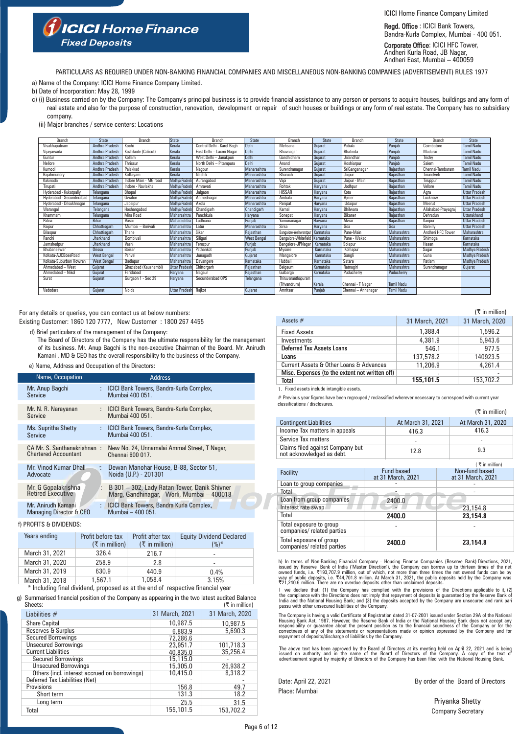# ICICI Home Finance
## Fixed Deposits

ICICI Home Finance Company Limited

**Regd. Office** : ICICI Bank Towers, Bandra-Kurla Complex, Mumbai - 400 051.

**Corporate Office**: ICICI HFC Tower, Andheri Kurla Road, JB Nagar, Andheri East, Mumbai – 400059

PARTICULARS AS REQUIRED UNDER NON-BANKING FINANCIAL COMPANIES AND MISCELLANEOUS NON-BANKING COMPANIES (ADVERTISEMENT) RULES 1977

a) Name of the Company: ICICI Home Finance Company Limited.

b) Date of Incorporation: May 28, 1999

c) (i) Business carried on by the Company: The Company's principal business is to provide financial assistance to any person or persons to acquire houses, buildings and any form of real estate and also for the purpose of construction, renovation, development or repair of such houses or buildings or any form of real estate. The Company has no subsidiary company.

(ii) Major branches / service centers: Locations

| Branch | State | Branch | State | Branch | State | Branch | State | Branch | State | Branch | State |
|---|---|---|---|---|---|---|---|---|---|---|---|
| Visakhapatnam | Andhra Pradesh | Kochi | Kerala | Central Delhi - Karol Bagh | Delhi | Mehsana | Gujarat | Patiala | Punjab | Coimbatore | Tamil Nadu |
| Vijayawada | Andhra Pradesh | Kozhikode (Calicut) | Kerala | East Delhi – Laxmi Nagar | Delhi | Bhavnagar | Gujarat | Bhatinda | Punjab | Madurai | Tamil Nadu |
| Guntur | Andhra Pradesh | Kollam | Kerala | West Delhi – Janakpuri | Delhi | Gandhidham | Gujarat | Jalandhar | Punjab | Trichy | Tamil Nadu |
| Nellore | Andhra Pradesh | Thrissur | Kerala | North Delhi – Pitampura | Delhi | Anand | Gujarat | Hoshiarpur | Punjab | Salem | Tamil Nadu |
| Kurnool | Andhra Pradesh | Palakkad | Kerala | Nagpur | Maharashtra | Surendranagar | Gujarat | SriGanganagar | Rajasthan | Chennai-Tambaram | Tamil Nadu |
| Rajahmundry | Andhra Pradesh | Kottayam | Kerala | Nashik | Maharashtra | Bharuch | Gujarat | Jaipur | Rajasthan | Tirunelveli | Tamil Nadu |
| Kakinada | Andhra Pradesh | Indore Main - MG road | Madhya Pradesh | Aurangabad | Maharashtra | Vapi | Gujarat | Jaipur - Main | Rajasthan | Tiruppur | Tamil Nadu |
| Tirupati | Andhra Pradesh | Indore - Navlakha | Madhya Pradesh | Amravati | Maharashtra | Rohtak | Haryana | Jodhpur | Rajasthan | Vellore | Tamil Nadu |
| Hyderabad - Kukatpally | Telangana | Bhopal | Madhya Pradesh | Jalgaon | Maharashtra | HISSAR | Haryana | Kota | Rajasthan | Agra | Uttar Pradesh |
| Hyderabad - Secunderabad | Telangana | Gwalior | Madhya Pradesh | Ahmednagar | Maharashtra | Ambala | Haryana | Ajmer | Rajasthan | Lucknow | Uttar Pradesh |
| Hyderabad - Dilsukhnagar | Telangana | Jabalpur | Madhya Pradesh | Akola | Maharashtra | Panipat | Haryana | Udaipur | Rajasthan | Meerut | Uttar Pradesh |
| Warangal | Telangana | Hoshangabad | Madhya Pradesh | Chandigarh | Chandigarh | Karnal | Haryana | Bhilwara | Rajasthan | Allahabad-Prayagraj | Uttar Pradesh |
| Khammam | Telangana | Mira Road | Maharashtra | Panchkula | Haryana | Sonepat | Haryana | Bikaner | Rajasthan | Dehradun | Uttarakhand |
| Patna | Bihar | Vasai | Maharashtra | Ludhiana | Punjab | Yamunanagar | Haryana | Alwar | Rajasthan | Kanpur | Uttar Pradesh |
| Raipur | Chhattisgarh | Mumbai – Borivali | Maharashtra | Latur | Maharashtra | Sirsa | Haryana | Goa | Goa | Bareilly | Uttar Pradesh |
| Bilaspur | Chhattisgarh | Thane | Maharashtra | Sikar | Rajasthan | Bangalore-Yeshwantpur | Karnataka | Pune-Main | Maharashtra | Andheri HFC Tower | Maharashtra |
| Ranchi | Jharkhand | Dombivali | Maharashtra | Siliguri | West Bengal | Bangalore-Whitefield | Karnataka | Pune - Wakad | Maharashtra | Shimoga | Karnataka |
| Jamshedpur | Jharkhand | Vashi | Maharashtra | Ferozpur | Punjab | Bangalore-JPNagar | Karnataka | Solapur | Maharashtra | Hasan | Karnataka |
| Bhubaneswar | Orissa | Boisar | Maharashtra | Pathankot | Punjab | Mysore | Karnataka | Kolhapur | Maharashtra | Sagar | Madhya Pradesh |
| Kolkata-AJCBoseRoad | West Bengal | Panvel | Maharashtra | Junagadh | Gujarat | Mangalore | Karnataka | Sangli | Maharashtra | Guna | Madhya Pradesh |
| Kolkata-Suburban Howrah | West Bengal | Badlapur | Maharashtra | Davangere | Karnataka | Hubbali | Karnataka | Satara | Maharashtra | Ratlam | Madhya Pradesh |
| Ahmedabad – West | Gujarat | Ghaziabad (Kaushambi) | Uttar Pradesh | Chittorgarh | Rajasthan | Belgaum | Karnataka | Ratnagiri | Maharashtra | Surendranagar | Gujarat |
| Ahmedabad – Nikol | Gujarat | Faridabad | Haryana | Nagaur | Rajasthan | Gulbarga | Karnataka | Puducherry | Puducherry | | |
| Surat | Gujarat | Gurgaon 1 - Sec 29 | Haryana | Secunderabad OPS | Telangana | Thiruvananthapuram (Trivandrum) | Kerala | Chennai - T Nagar | Tamil Nadu | | |
| Vadodara | Gujarat | Noida | Uttar Pradesh | Rajkot | Gujarat | Amritsar | Punjab | Chennai – Annanagar | Tamil Nadu | | |

For any details or queries, you can contact us at below numbers:
Existing Customer: 1860 120 7777, New Customer : 1800 267 4455

d) Brief particulars of the management of the Company:

The Board of Directors of the Company has the ultimate responsibility for the management of its business. Mr. Anup Bagchi is the non-executive Chairman of the Board. Mr. Anirudh Kamani , MD & CEO has the overall responsibility fo the business of the Company.

e) Name, Address and Occupation of the Directors:

| Name, Occupation | Address |
|---|---|
| Mr. Anup Bagchi<br>Service | ICICI Bank Towers, Bandra-Kurla Complex, Mumbai 400 051. |
| Mr. N. R. Narayanan<br>Service | ICICI Bank Towers, Bandra-Kurla Complex, Mumbai 400 051. |
| Ms. Supritha Shetty<br>Service | ICICI Bank Towers, Bandra-Kurla Complex, Mumbai 400 051. |
| CA Mr. S. Santhanakrishnan<br>Chartered Accountant | New No. 24, Unnamalai Ammal Street, T Nagar, Chennai 600 017. |
| Mr. Vinod Kumar Dhall<br>Advocate | Dewan Manohar House, B-88, Sector 51, Noida (U.P.) - 201301 |
| Mr. G Gopalakrishna<br>Retired Executive | B 301 – 302, Lady Ratan Tower, Danik Shivner Marg, Gandhinagar, Worli, Mumbai – 400018 |
| Mr. Anirudh Kamani<br>Managing Director & CEO | ICICI Bank Towers, Bandra Kurla Complex, Mumbai – 400 051. |

f) PROFITS & DIVIDENDS:

| Years ending | Profit before tax (₹ in million) | Profit after tax (₹ in million) | Equity Dividend Declared (%)* |
|---|---|---|---|
| March 31, 2021 | 326.4 | 216.7 | - |
| March 31, 2020 | 258.9 | 2.8 | - |
| March 31, 2019 | 630.9 | 440.9 | 0.4% |
| March 31, 2018 | 1,567.1 | 1,058.4 | 3.15% |

\* Including final dividend, proposed as at the end of respective financial year

g) Summarised financial position of the Company as appearing in the two latest audited Balance Sheets: (₹ in million)

| Liabilities # | 31 March, 2021 | 31 March, 2020 |
|---|---|---|
| Share Capital | 10,987.5 | 10,987.5 |
| Reserves & Surplus | 6,883.9 | 5,690.3 |
| Secured Borrowings | 72,286.6 | - |
| Unsecured Borrowings | 23,951.7 | 101,718.3 |
| Current Liabilities | 40,835.0 | 35,256.4 |
| Secured Borrowings | 15,115.0 | - |
| Unsecured Borrowings | 15,305.0 | 26,938.2 |
| Others (incl. interest accrued on borrowings) | 10,415.0 | 8,318.2 |
| Deferred Tax Liabilities (Net) | - | - |
| Provisions | 156.8 | 49.7 |
| Short term | 131.3 | 18.2 |
| Long term | 25.5 | 31.5 |
| Total | 155,101.5 | 153,702.2 |

(₹ in million)

| Assets # | 31 March, 2021 | 31 March, 2020 |
|---|---|---|
| Fixed Assets | 1,388.4 | 1,596.2 |
| Investments | 4,381.9 | 5,943.6 |
| Deferred Tax Assets Loans | 546.1 | 977.5 |
| Loans | 137,578.2 | 140923.5 |
| Current Assets & Other Loans & Advances | 11,206.9 | 4,261.4 |
| Misc. Expenses (to the extent not written off) | - | - |
| **Total** | **155,101.5** | 153,702.2 |

1. Fixed assets include intangible assets.

\# Previous year figures have been regrouped / reclassified wherever necessary to correspond with current year classifications / disclosures.

(₹ in million)

| Contingent Liabilities | At March 31, 2021 | At March 31, 2020 |
|---|---|---|
| Income Tax matters in appeals | 416.3 | 416.3 |
| Service Tax matters | - | - |
| Claims filed against Company but not acknowledged as debt. | 12.8 | 9.3 |

(₹ in million)

| Facility | Fund based at 31 March, 2021 | Non-fund based at 31 March, 2021 |
|---|---|---|
| Loan to group companies | - | - |
| Total | - | - |
| Loan from group companies | 2400.0 | - |
| Interest rate swap | - | 23,154.8 |
| Total | **2400.0** | **23,154.8** |
| Total exposure to group companies/ related parties | - | - |
| Total exposure to group companies/ related parties | **2400.0** | **23,154.8** |

h) In terms of Non-Banking Financial Company - Housing Finance Companies (Reserve Bank) Directions, 2021, issued by Reserve Bank of India ('Master Direction'), the Company can borrow up to thirteen times of the net owned funds, i.e. ₹193,707.9 million, out of which, not more than three times the net owned funds can be by way of public deposits, i.e. ₹44,701.8 million. At March 31, 2021, the public deposits held by the Company was ₹21,240.6 million. There are no overdue deposits other than unclaimed deposits.

I we declare that: (1) the Company has complied with the provisions of the Directions applicable to it, (2) the compliance with the Directions does not imply that repayment of deposits is guaranteed by the Reserve Bank of India and the National Housing Bank; and (3) the deposits accepted by the Company are unsecured and rank pari passu with other unsecured liabilities of the Company.

The Company is having a valid Certificate of Registration dated 31-07-2001 issued under Section 29A of the National Housing Bank Act, 1987. However, the Reserve Bank of India or the National Housing Bank does not accept any responsibility or guarantee about the present position as to the financial soundness of the Company or for the correctness of any of the statements or representations made or opinion expressed by the Company and for repayment of deposits/discharge of liabilities by the Company.

The above text has been approved by the Board of Directors at its meeting held on April 22, 2021 and is being issued on authority and in the name of the Board of Directors of the Company. A copy of the text of advertisement signed by majority of Directors of the Company has been filed with the National Housing Bank.

Date: April 22, 2021
Place: Mumbai

By order of the Board of Directors

Priyanka Shetty
Company Secretary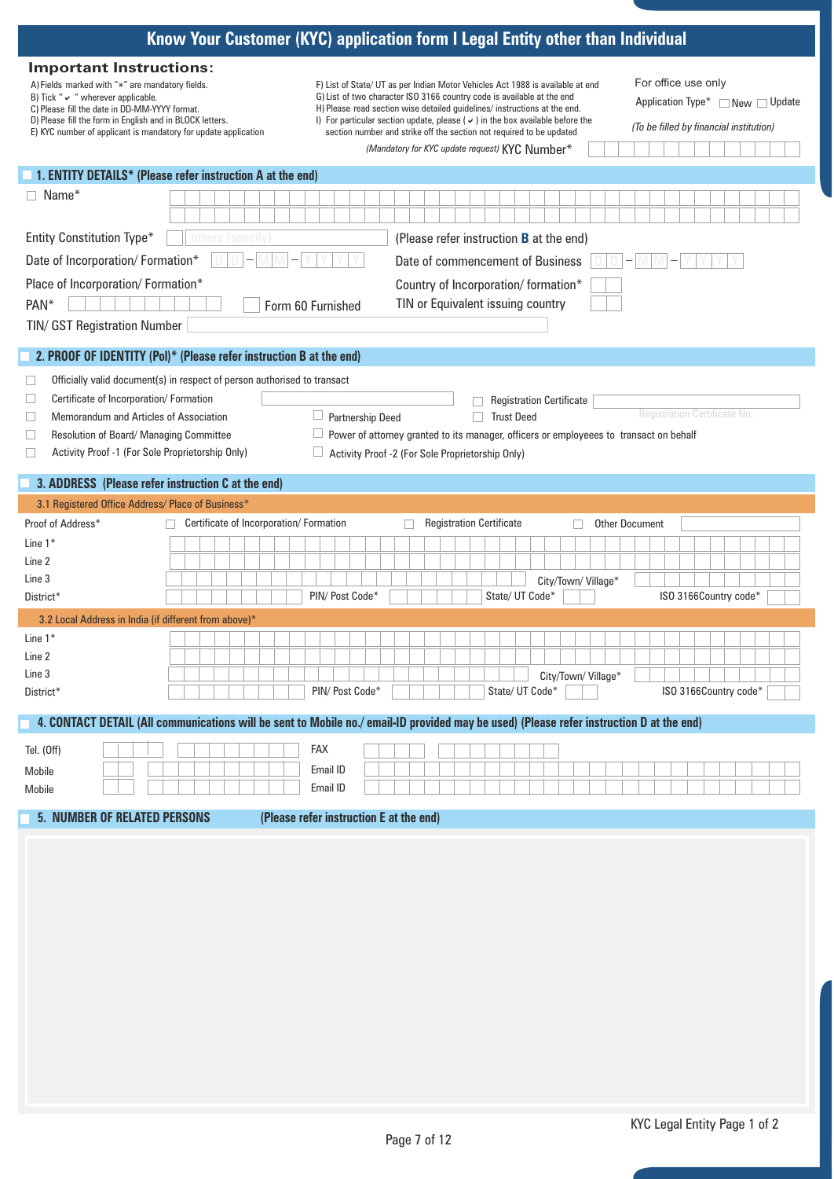# Know Your Customer (KYC) application form I Legal Entity other than Individual

**Important Instructions:**

A) Fields marked with "*" are mandatory fields.
B) Tick " ✓ " wherever applicable.
C) Please fill the date in DD-MM-YYYY format.
D) Please fill the form in English and in BLOCK letters.
E) KYC number of applicant is mandatory for update application
F) List of State/ UT as per Indian Motor Vehicles Act 1988 is available at end
G) List of two character ISO 3166 country code is available at the end
H) Please read section wise detailed guidelines/ instructions at the end.
I) For particular section update, please ( ✓ ) in the box available before the section number and strike off the section not required to be updated

For office use only

Application Type* ☐ New ☐ Update

*(To be filled by financial institution)*

*(Mandatory for KYC update request)* KYC Number*

## 1. ENTITY DETAILS* (Please refer instruction A at the end)

☐ Name*

Entity Constitution Type* others (specify) (Please refer instruction **B** at the end)

Date of Incorporation/ Formation* D D – M M – Y Y Y Y

Date of commencement of Business D D – M M – Y Y Y Y

Place of Incorporation/ Formation*

Country of Incorporation/ formation*

PAN*

☐ Form 60 Furnished

TIN or Equivalent issuing country

TIN/ GST Registration Number

## 2. PROOF OF IDENTITY (PoI)* (Please refer instruction B at the end)

☐ Officially valid document(s) in respect of person authorised to transact

☐ Certificate of Incorporation/ Formation

☐ Registration Certificate (Registration Certificate No.)

☐ Memorandum and Articles of Association

☐ Partnership Deed

☐ Trust Deed

☐ Resolution of Board/ Managing Committee

☐ Power of attorney granted to its manager, officers or employees to transact on behalf

☐ Activity Proof -1 (For Sole Proprietorship Only)

☐ Activity Proof -2 (For Sole Proprietorship Only)

## 3. ADDRESS (Please refer instruction C at the end)

### 3.1 Registered Office Address/ Place of Business*

Proof of Address* ☐ Certificate of Incorporation/ Formation ☐ Registration Certificate ☐ Other Document

Line 1*

Line 2

Line 3

City/Town/ Village*

District*

PIN/ Post Code*

State/ UT Code*

ISO 3166Country code*

### 3.2 Local Address in India (if different from above)*

Line 1*

Line 2

Line 3

City/Town/ Village*

District*

PIN/ Post Code*

State/ UT Code*

ISO 3166Country code*

## 4. CONTACT DETAIL (All communications will be sent to Mobile no./ email-ID provided may be used) (Please refer instruction D at the end)

Tel. (Off)

FAX

Mobile

Email ID

Mobile

Email ID

## 5. NUMBER OF RELATED PERSONS (Please refer instruction E at the end)

KYC Legal Entity Page 1 of 2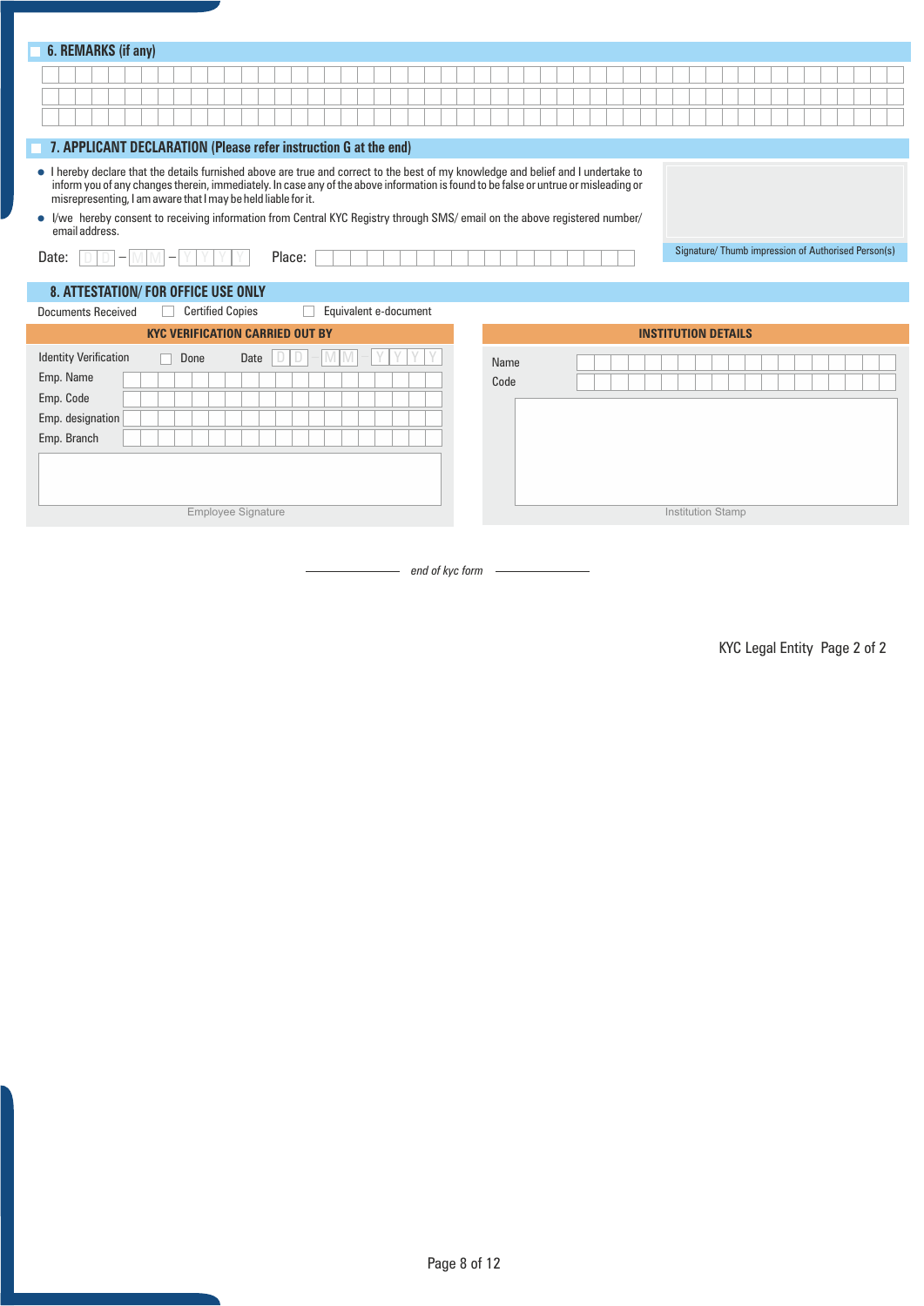## 6. REMARKS (if any)

## 7. APPLICANT DECLARATION (Please refer instruction G at the end)

- I hereby declare that the details furnished above are true and correct to the best of my knowledge and belief and I undertake to inform you of any changes therein, immediately. In case any of the above information is found to be false or untrue or misleading or misrepresenting, I am aware that I may be held liable for it.
- I/we hereby consent to receiving information from Central KYC Registry through SMS/ email on the above registered number/ email address.

Date: DD – MM – YYYY Place:

Signature/ Thumb impression of Authorised Person(s)

## 8. ATTESTATION/ FOR OFFICE USE ONLY

Documents Received ☐ Certified Copies ☐ Equivalent e-document

**KYC VERIFICATION CARRIED OUT BY**

Identity Verification ☐ Done Date DD – MM – YYYY

Emp. Name

Emp. Code

Emp. designation

Emp. Branch

Employee Signature

**INSTITUTION DETAILS**

Name

Code

Institution Stamp

*end of kyc form*

KYC Legal Entity Page 2 of 2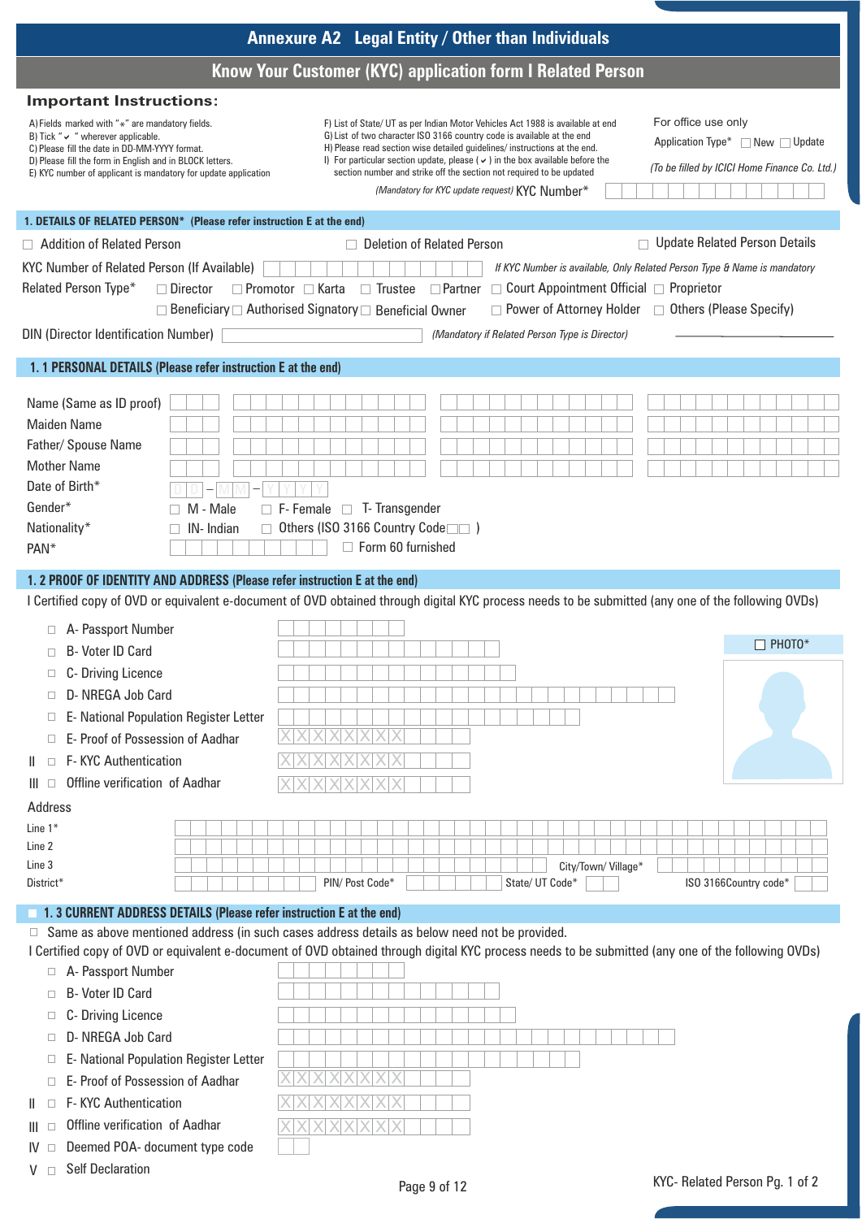# Annexure A2 Legal Entity / Other than Individuals

## Know Your Customer (KYC) application form I Related Person

### Important Instructions:

A) Fields marked with "*" are mandatory fields.
B) Tick " ✓ " wherever applicable.
C) Please fill the date in DD-MM-YYYY format.
D) Please fill the form in English and in BLOCK letters.
E) KYC number of applicant is mandatory for update application

F) List of State/ UT as per Indian Motor Vehicles Act 1988 is available at end
G) List of two character ISO 3166 country code is available at the end
H) Please read section wise detailed guidelines/ instructions at the end.
I) For particular section update, please ( ✓ ) in the box available before the section number and strike off the section not required to be updated

For office use only

Application Type* ☐ New ☐ Update

*(To be filled by ICICI Home Finance Co. Ltd.)*

*(Mandatory for KYC update request)* KYC Number* ☐☐☐☐☐☐☐☐☐☐☐☐☐☐

### 1. DETAILS OF RELATED PERSON* (Please refer instruction E at the end)

☐ Addition of Related Person ☐ Deletion of Related Person ☐ Update Related Person Details

KYC Number of Related Person (If Available) ☐☐☐☐☐☐☐☐☐☐☐☐☐☐ *If KYC Number is available, Only Related Person Type & Name is mandatory*

Related Person Type* ☐ Director ☐ Promotor ☐ Karta ☐ Trustee ☐ Partner ☐ Court Appointment Official ☐ Proprietor ☐ Beneficiary ☐ Authorised Signatory ☐ Beneficial Owner ☐ Power of Attorney Holder ☐ Others (Please Specify) ____________

DIN (Director Identification Number) ____________ *(Mandatory if Related Person Type is Director)*

### 1. 1 PERSONAL DETAILS (Please refer instruction E at the end)

Name (Same as ID proof) ______________________

Maiden Name ______________________

Father/ Spouse Name ______________________

Mother Name ______________________

Date of Birth* D D – M M – Y Y Y Y

Gender* ☐ M - Male ☐ F- Female ☐ T- Transgender

Nationality* ☐ IN- Indian ☐ Others (ISO 3166 Country Code ☐☐ )

PAN* ☐☐☐☐☐☐☐☐☐☐ ☐ Form 60 furnished

### 1. 2 PROOF OF IDENTITY AND ADDRESS (Please refer instruction E at the end)

I Certified copy of OVD or equivalent e-document of OVD obtained through digital KYC process needs to be submitted (any one of the following OVDs)

- ☐ A- Passport Number ______________
- ☐ B- Voter ID Card ______________
- ☐ C- Driving Licence ______________
- ☐ D- NREGA Job Card ______________
- ☐ E- National Population Register Letter ______________
- ☐ E- Proof of Possession of Aadhar X X X X X X X X ☐☐☐☐

II ☐ F- KYC Authentication X X X X X X X X ☐☐☐☐

III ☐ Offline verification of Aadhar X X X X X X X X ☐☐☐☐

☐ PHOTO*

Address

Line 1* ______________________

Line 2 ______________________

Line 3 ______________________ City/Town/ Village* ____________

District* ____________ PIN/ Post Code* ____________ State/ UT Code* ☐☐ ISO 3166Country code* ☐☐

### 1. 3 CURRENT ADDRESS DETAILS (Please refer instruction E at the end)

☐ Same as above mentioned address (in such cases address details as below need not be provided.

I Certified copy of OVD or equivalent e-document of OVD obtained through digital KYC process needs to be submitted (any one of the following OVDs)

- ☐ A- Passport Number ______________
- ☐ B- Voter ID Card ______________
- ☐ C- Driving Licence ______________
- ☐ D- NREGA Job Card ______________
- ☐ E- National Population Register Letter ______________
- ☐ E- Proof of Possession of Aadhar X X X X X X X X ☐☐☐☐

II ☐ F- KYC Authentication X X X X X X X X ☐☐☐☐

III ☐ Offline verification of Aadhar X X X X X X X X ☐☐☐☐

IV ☐ Deemed POA- document type code ☐☐

V ☐ Self Declaration

KYC- Related Person Pg. 1 of 2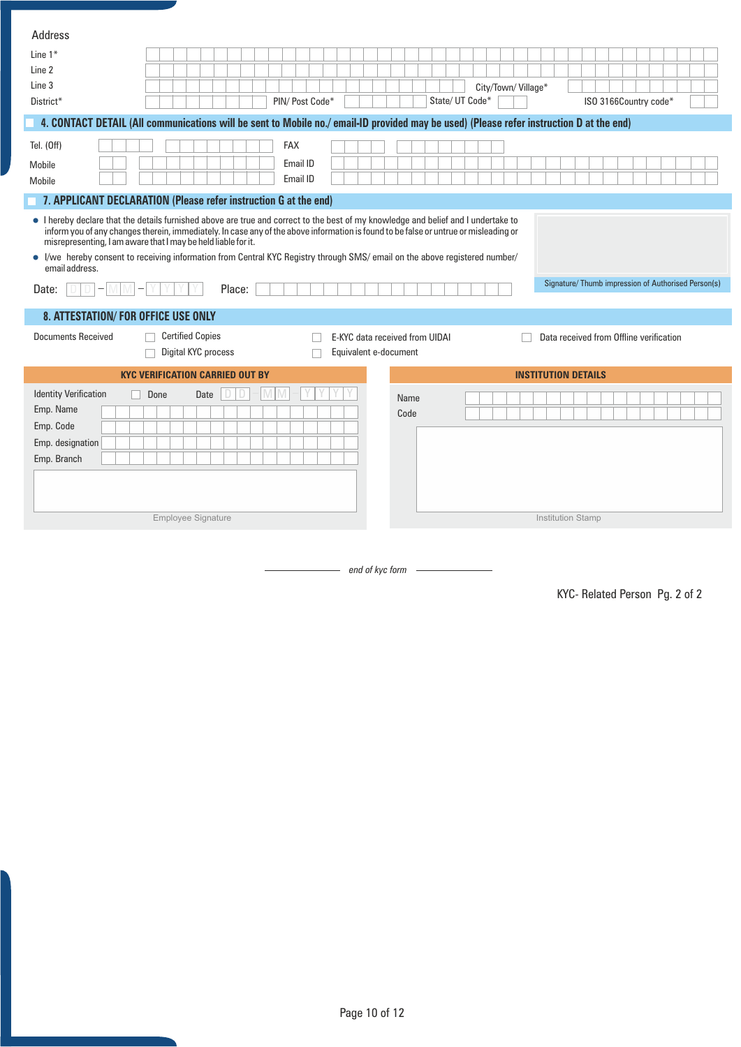Address

Line 1*

Line 2

Line 3

City/Town/ Village*

District*

PIN/ Post Code*

State/ UT Code*

ISO 3166Country code*

## 4. CONTACT DETAIL (All communications will be sent to Mobile no./ email-ID provided may be used) (Please refer instruction D at the end)

Tel. (Off)

FAX

Mobile

Email ID

Mobile

Email ID

## 7. APPLICANT DECLARATION (Please refer instruction G at the end)

- I hereby declare that the details furnished above are true and correct to the best of my knowledge and belief and I undertake to inform you of any changes therein, immediately. In case any of the above information is found to be false or untrue or misleading or misrepresenting, I am aware that I may be held liable for it.
- I/we hereby consent to receiving information from Central KYC Registry through SMS/ email on the above registered number/ email address.

Date: D D – M M – Y Y Y Y Place:

Signature/ Thumb impression of Authorised Person(s)

## 8. ATTESTATION/ FOR OFFICE USE ONLY

Documents Received

- ☐ Certified Copies
- ☐ Digital KYC process
- ☐ E-KYC data received from UIDAI
- ☐ Equivalent e-document
- ☐ Data received from Offline verification

### KYC VERIFICATION CARRIED OUT BY

Identity Verification ☐ Done Date D D M M Y Y Y Y

Emp. Name

Emp. Code

Emp. designation

Emp. Branch

Employee Signature

### INSTITUTION DETAILS

Name

Code

Institution Stamp

*end of kyc form*

KYC- Related Person Pg. 2 of 2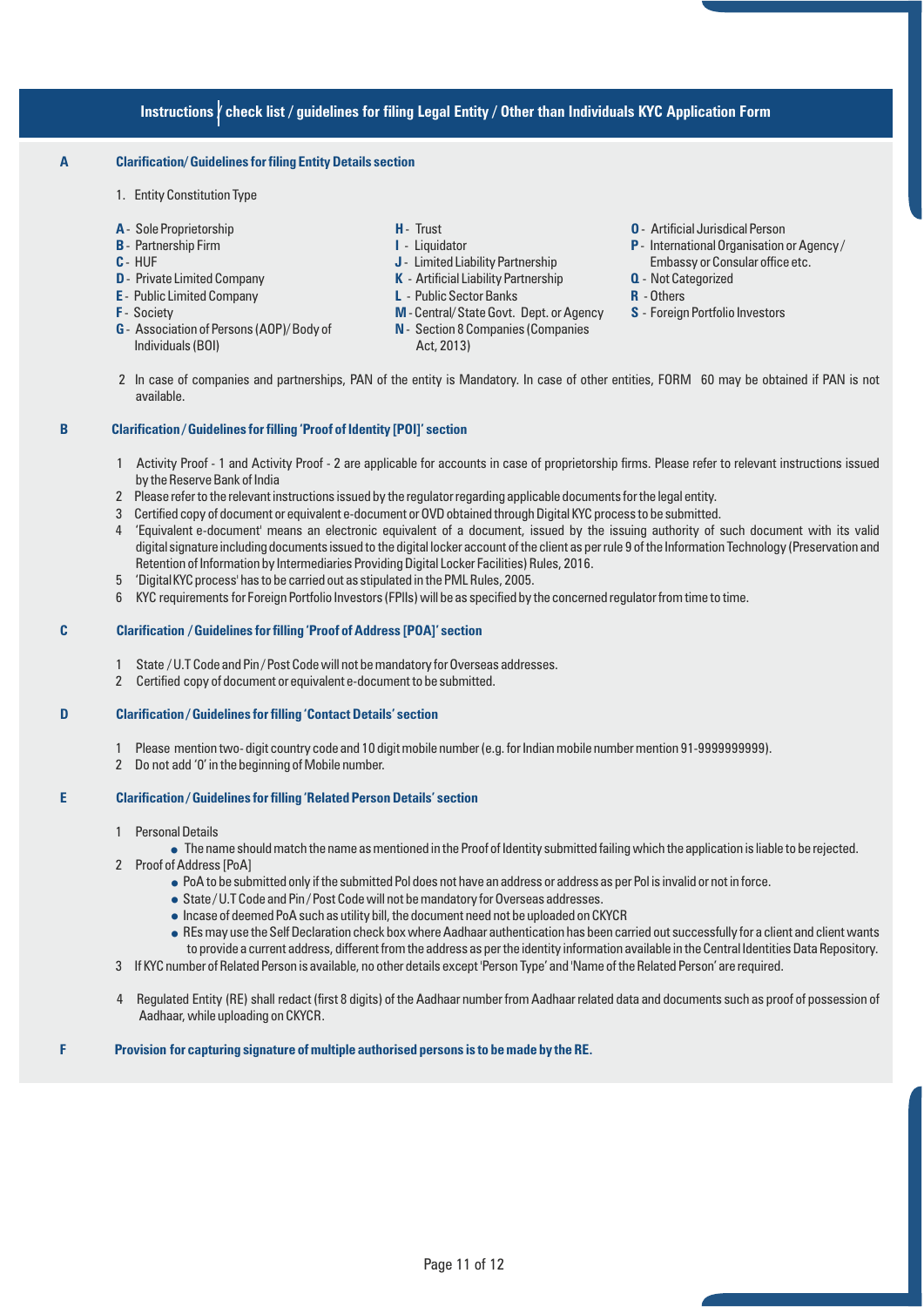## Instructions / check list / guidelines for filing Legal Entity / Other than Individuals KYC Application Form

### A Clarification/ Guidelines for filing Entity Details section

1. Entity Constitution Type

- **A** - Sole Proprietorship
- **B** - Partnership Firm
- **C** - HUF
- **D** - Private Limited Company
- **E** - Public Limited Company
- **F** - Society
- **G** - Association of Persons (AOP)/ Body of Individuals (BOI)
- **H** - Trust
- **I** - Liquidator
- **J** - Limited Liability Partnership
- **K** - Artificial Liability Partnership
- **L** - Public Sector Banks
- **M** - Central/ State Govt. Dept. or Agency
- **N** - Section 8 Companies (Companies Act, 2013)
- **O** - Artificial Jurisdical Person
- **P** - International Organisation or Agency / Embassy or Consular office etc.
- **Q** - Not Categorized
- **R** - Others
- **S** - Foreign Portfolio Investors

2. In case of companies and partnerships, PAN of the entity is Mandatory. In case of other entities, FORM 60 may be obtained if PAN is not available.

### B Clarification / Guidelines for filling 'Proof of Identity [POI]' section

1. Activity Proof - 1 and Activity Proof - 2 are applicable for accounts in case of proprietorship firms. Please refer to relevant instructions issued by the Reserve Bank of India
2. Please refer to the relevant instructions issued by the regulator regarding applicable documents for the legal entity.
3. Certified copy of document or equivalent e-document or OVD obtained through Digital KYC process to be submitted.
4. 'Equivalent e-document' means an electronic equivalent of a document, issued by the issuing authority of such document with its valid digital signature including documents issued to the digital locker account of the client as per rule 9 of the Information Technology (Preservation and Retention of Information by Intermediaries Providing Digital Locker Facilities) Rules, 2016.
5. 'Digital KYC process' has to be carried out as stipulated in the PML Rules, 2005.
6. KYC requirements for Foreign Portfolio Investors (FPIIs) will be as specified by the concerned regulator from time to time.

### C Clarification / Guidelines for filling 'Proof of Address [POA]' section

1. State / U.T Code and Pin / Post Code will not be mandatory for Overseas addresses.
2. Certified copy of document or equivalent e-document to be submitted.

### D Clarification / Guidelines for filling 'Contact Details' section

1. Please mention two- digit country code and 10 digit mobile number (e.g. for Indian mobile number mention 91-9999999999).
2. Do not add '0' in the beginning of Mobile number.

### E Clarification / Guidelines for filling 'Related Person Details' section

1. Personal Details
   - The name should match the name as mentioned in the Proof of Identity submitted failing which the application is liable to be rejected.
2. Proof of Address [PoA]
   - PoA to be submitted only if the submitted PoI does not have an address or address as per PoI is invalid or not in force.
   - State / U.T Code and Pin / Post Code will not be mandatory for Overseas addresses.
   - Incase of deemed PoA such as utility bill, the document need not be uploaded on CKYCR
   - REs may use the Self Declaration check box where Aadhaar authentication has been carried out successfully for a client and client wants to provide a current address, different from the address as per the identity information available in the Central Identities Data Repository.
3. If KYC number of Related Person is available, no other details except 'Person Type' and 'Name of the Related Person' are required.
4. Regulated Entity (RE) shall redact (first 8 digits) of the Aadhaar number from Aadhaar related data and documents such as proof of possession of Aadhaar, while uploading on CKYCR.

### F Provision for capturing signature of multiple authorised persons is to be made by the RE.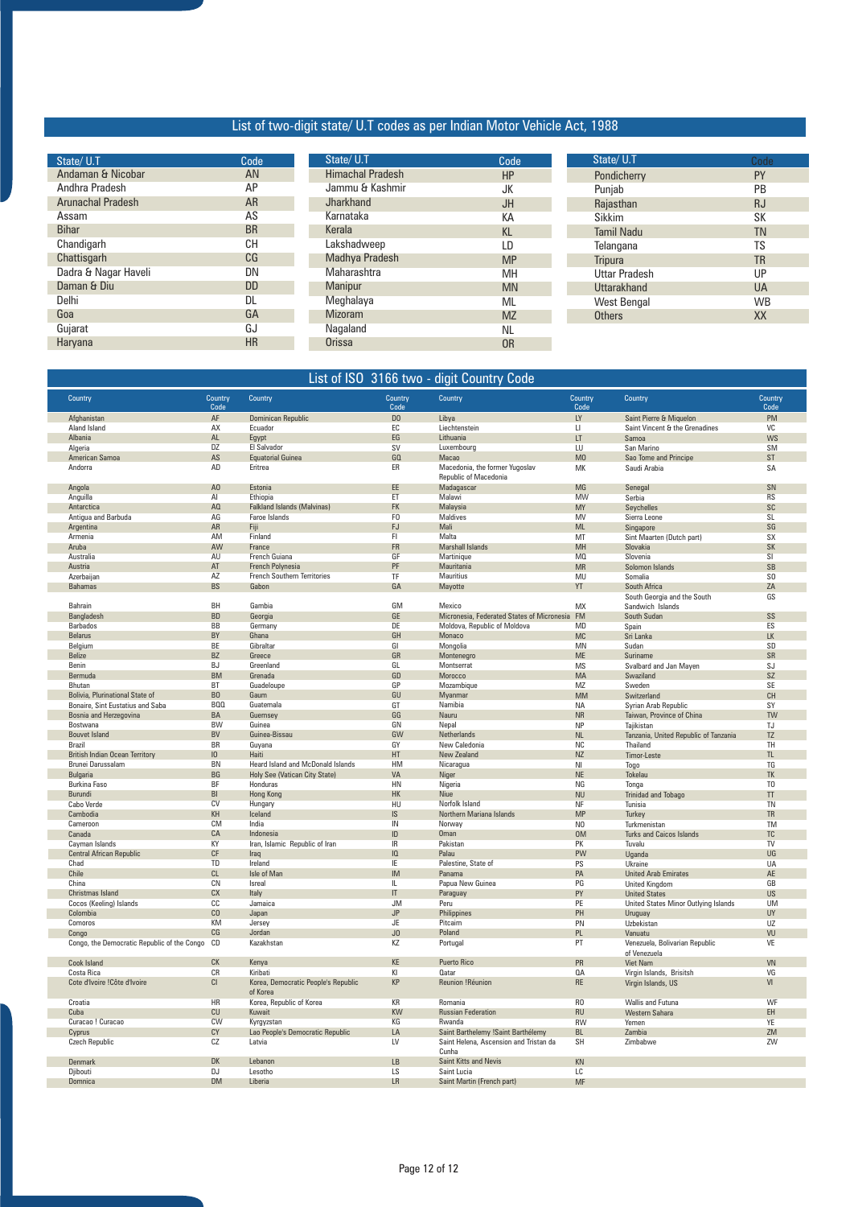## List of two-digit state/ U.T codes as per Indian Motor Vehicle Act, 1988

| State/ U.T | Code | State/ U.T | Code | State/ U.T | Code |
|---|---|---|---|---|---|
| Andaman & Nicobar | AN | Himachal Pradesh | HP | Pondicherry | PY |
| Andhra Pradesh | AP | Jammu & Kashmir | JK | Punjab | PB |
| Arunachal Pradesh | AR | Jharkhand | JH | Rajasthan | RJ |
| Assam | AS | Karnataka | KA | Sikkim | SK |
| Bihar | BR | Kerala | KL | Tamil Nadu | TN |
| Chandigarh | CH | Lakshadweep | LD | Telangana | TS |
| Chattisgarh | CG | Madhya Pradesh | MP | Tripura | TR |
| Dadra & Nagar Haveli | DN | Maharashtra | MH | Uttar Pradesh | UP |
| Daman & Diu | DD | Manipur | MN | Uttarakhand | UA |
| Delhi | DL | Meghalaya | ML | West Bengal | WB |
| Goa | GA | Mizoram | MZ | Others | XX |
| Gujarat | GJ | Nagaland | NL | | |
| Haryana | HR | Orissa | OR | | |

## List of ISO 3166 two - digit Country Code

| Country | Country Code | Country | Country Code | Country | Country Code | Country | Country Code |
|---|---|---|---|---|---|---|---|
| Afghanistan | AF | Dominican Republic | DO | Libya | LY | Saint Pierre & Miquelon | PM |
| Aland Island | AX | Ecuador | EC | Liechtenstein | LI | Saint Vincent & the Grenadines | VC |
| Albania | AL | Egypt | EG | Lithuania | LT | Samoa | WS |
| Algeria | DZ | El Salvador | SV | Luxembourg | LU | San Marino | SM |
| American Samoa | AS | Equatorial Guinea | GQ | Macao | MO | Sao Tome and Principe | ST |
| Andorra | AD | Eritrea | ER | Macedonia, the former Yugoslav Republic of Macedonia | MK | Saudi Arabia | SA |
| Angola | AO | Estonia | EE | Madagascar | MG | Senegal | SN |
| Anguilla | AI | Ethiopia | ET | Malawi | MW | Serbia | RS |
| Antarctica | AQ | Falkland Islands (Malvinas) | FK | Malaysia | MY | Seychelles | SC |
| Antigua and Barbuda | AG | Faroe Islands | FO | Maldives | MV | Sierra Leone | SL |
| Argentina | AR | Fiji | FJ | Mali | ML | Singapore | SG |
| Armenia | AM | Finland | FI | Malta | MT | Sint Maarten (Dutch part) | SX |
| Aruba | AW | France | FR | Marshall Islands | MH | Slovakia | SK |
| Australia | AU | French Guiana | GF | Martinique | MQ | Slovenia | SI |
| Austria | AT | French Polynesia | PF | Mauritania | MR | Solomon Islands | SB |
| Azerbaijan | AZ | French Southern Territories | TF | Mauritius | MU | Somalia | SO |
| Bahamas | BS | Gabon | GA | Mayotte | YT | South Africa | ZA |
| Bahrain | BH | Gambia | GM | Mexico | MX | South Georgia and the South Sandwich Islands | GS |
| Bangladesh | BD | Georgia | GE | Micronesia, Federated States of Micronesia | FM | South Sudan | SS |
| Barbados | BB | Germany | DE | Moldova, Republic of Moldova | MD | Spain | ES |
| Belarus | BY | Ghana | GH | Monaco | MC | Sri Lanka | LK |
| Belgium | BE | Gibraltar | GI | Mongolia | MN | Sudan | SD |
| Belize | BZ | Greece | GR | Montenegro | ME | Suriname | SR |
| Benin | BJ | Greenland | GL | Montserrat | MS | Svalbard and Jan Mayen | SJ |
| Bermuda | BM | Grenada | GD | Morocco | MA | Swaziland | SZ |
| Bhutan | BT | Guadeloupe | GP | Mozambique | MZ | Sweden | SE |
| Bolivia, Plurinational State of | BO | Gaum | GU | Myanmar | MM | Switzerland | CH |
| Bonaire, Sint Eustatius and Saba | BQQ | Guatemala | GT | Namibia | NA | Syrian Arab Republic | SY |
| Bosnia and Herzegovina | BA | Guernsey | GG | Nauru | NR | Taiwan, Province of China | TW |
| Bostwana | BW | Guinea | GN | Nepal | NP | Tajikistan | TJ |
| Bouvet Island | BV | Guinea-Bissau | GW | Netherlands | NL | Tanzania, United Republic of Tanzania | TZ |
| Brazil | BR | Guyana | GY | New Caledonia | NC | Thailand | TH |
| British Indian Ocean Territory | IO | Haiti | HT | New Zealand | NZ | Timor-Leste | TL |
| Brunei Darussalam | BN | Heard Island and McDonald Islands | HM | Nicaragua | NI | Togo | TG |
| Bulgaria | BG | Holy See (Vatican City State) | VA | Niger | NE | Tokelau | TK |
| Burkina Faso | BF | Honduras | HN | Nigeria | NG | Tonga | TO |
| Burundi | BI | Hong Kong | HK | Niue | NU | Trinidad and Tobago | TT |
| Cabo Verde | CV | Hungary | HU | Norfolk Island | NF | Tunisia | TN |
| Cambodia | KH | Iceland | IS | Northern Mariana Islands | MP | Turkey | TR |
| Cameroon | CM | India | IN | Norway | NO | Turkmenistan | TM |
| Canada | CA | Indonesia | ID | Oman | OM | Turks and Caicos Islands | TC |
| Cayman Islands | KY | Iran, Islamic Republic of Iran | IR | Pakistan | PK | Tuvalu | TV |
| Central African Republic | CF | Iraq | IQ | Palau | PW | Uganda | UG |
| Chad | TD | Ireland | IE | Palestine, State of | PS | Ukraine | UA |
| Chile | CL | Isle of Man | IM | Panama | PA | United Arab Emirates | AE |
| China | CN | Isreal | IL | Papua New Guinea | PG | United Kingdom | GB |
| Christmas Island | CX | Italy | IT | Paraguay | PY | United States | US |
| Cocos (Keeling) Islands | CC | Jamaica | JM | Peru | PE | United States Minor Outlying Islands | UM |
| Colombia | CO | Japan | JP | Philippines | PH | Uruguay | UY |
| Comoros | KM | Jersey | JE | Pitcairn | PN | Uzbekistan | UZ |
| Congo | CG | Jordan | JO | Poland | PL | Vanuatu | VU |
| Congo, the Democratic Republic of the Congo | CD | Kazakhstan | KZ | Portugal | PT | Venezuela, Bolivarian Republic of Venezuela | VE |
| Cook Island | CK | Kenya | KE | Puerto Rico | PR | Viet Nam | VN |
| Costa Rica | CR | Kiribati | KI | Qatar | QA | Virgin Islands, Brisitsh | VG |
| Cote d'Ivoire !Côte d'Ivoire | CI | Korea, Democratic People's Republic of Korea | KP | Reunion !Réunion | RE | Virgin Islands, US | VI |
| Croatia | HR | Korea, Republic of Korea | KR | Romania | RO | Wallis and Futuna | WF |
| Cuba | CU | Kuwait | KW | Russian Federation | RU | Western Sahara | EH |
| Curacao ! Curacao | CW | Kyrgyzstan | KG | Rwanda | RW | Yemen | YE |
| Cyprus | CY | Lao People's Democratic Republic | LA | Saint Barthelemy !Saint Barthélemy | BL | Zambia | ZM |
| Czech Republic | CZ | Latvia | LV | Saint Helena, Ascension and Tristan da Cunha | SH | Zimbabwe | ZW |
| Denmark | DK | Lebanon | LB | Saint Kitts and Nevis | KN | | |
| Djibouti | DJ | Lesotho | LS | Saint Lucia | LC | | |
| Domnica | DM | Liberia | LR | Saint Martin (French part) | MF | | |